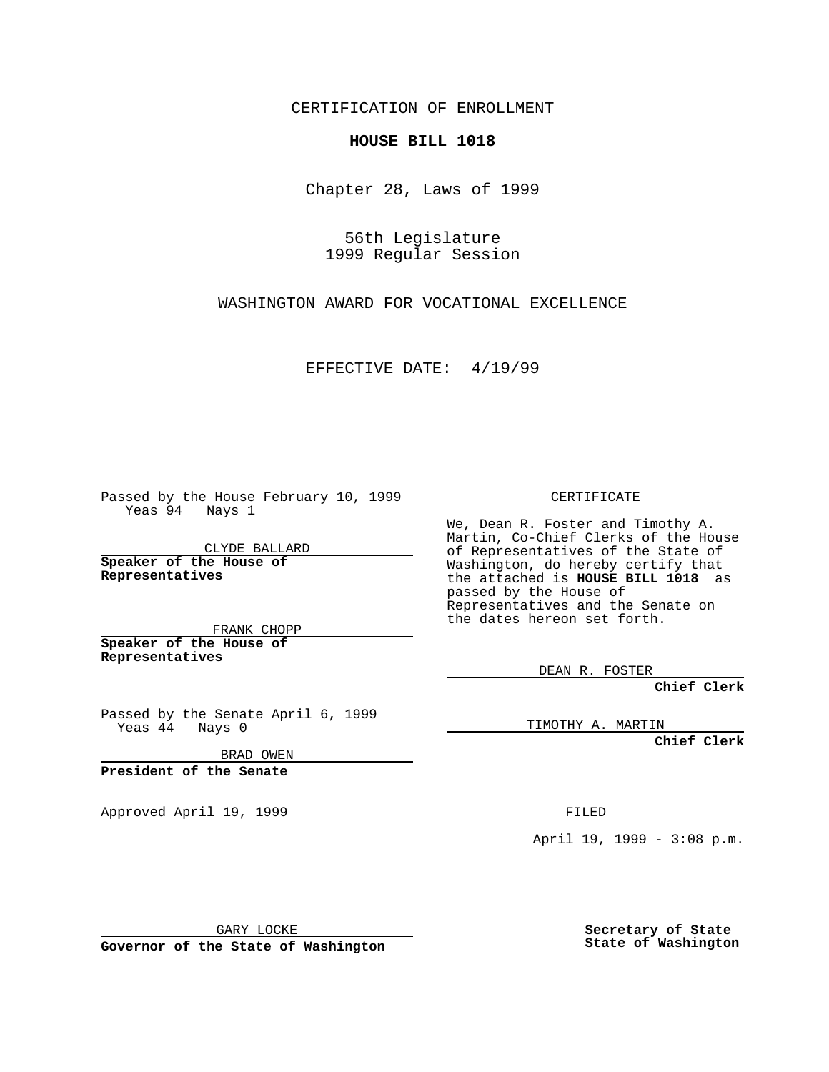CERTIFICATION OF ENROLLMENT

**HOUSE BILL 1018**

Chapter 28, Laws of 1999

56th Legislature
1999 Regular Session

WASHINGTON AWARD FOR VOCATIONAL EXCELLENCE

EFFECTIVE DATE: 4/19/99

Passed by the House February 10, 1999
Yeas 94 Nays 1

CLYDE BALLARD
**Speaker of the House of Representatives**

FRANK CHOPP
**Speaker of the House of Representatives**

Passed by the Senate April 6, 1999
Yeas 44 Nays 0

BRAD OWEN
**President of the Senate**

Approved April 19, 1999

GARY LOCKE
**Governor of the State of Washington**

CERTIFICATE

We, Dean R. Foster and Timothy A. Martin, Co-Chief Clerks of the House of Representatives of the State of Washington, do hereby certify that the attached is **HOUSE BILL 1018** as passed by the House of Representatives and the Senate on the dates hereon set forth.

DEAN R. FOSTER
**Chief Clerk**

TIMOTHY A. MARTIN
**Chief Clerk**

FILED

April 19, 1999 - 3:08 p.m.

**Secretary of State**
**State of Washington**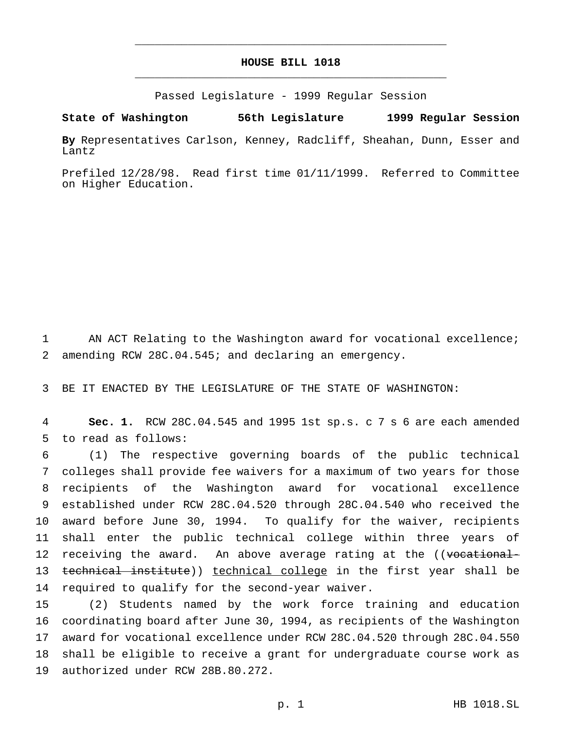# HOUSE BILL 1018

Passed Legislature - 1999 Regular Session

**State of Washington 56th Legislature 1999 Regular Session**

**By** Representatives Carlson, Kenney, Radcliff, Sheahan, Dunn, Esser and Lantz

Prefiled 12/28/98. Read first time 01/11/1999. Referred to Committee on Higher Education.

AN ACT Relating to the Washington award for vocational excellence; amending RCW 28C.04.545; and declaring an emergency.

BE IT ENACTED BY THE LEGISLATURE OF THE STATE OF WASHINGTON:

**Sec. 1.** RCW 28C.04.545 and 1995 1st sp.s. c 7 s 6 are each amended to read as follows:

(1) The respective governing boards of the public technical colleges shall provide fee waivers for a maximum of two years for those recipients of the Washington award for vocational excellence established under RCW 28C.04.520 through 28C.04.540 who received the award before June 30, 1994. To qualify for the waiver, recipients shall enter the public technical college within three years of receiving the award. An above average rating at the ((~~vocational-technical institute~~)) <u>technical college</u> in the first year shall be required to qualify for the second-year waiver.

(2) Students named by the work force training and education coordinating board after June 30, 1994, as recipients of the Washington award for vocational excellence under RCW 28C.04.520 through 28C.04.550 shall be eligible to receive a grant for undergraduate course work as authorized under RCW 28B.80.272.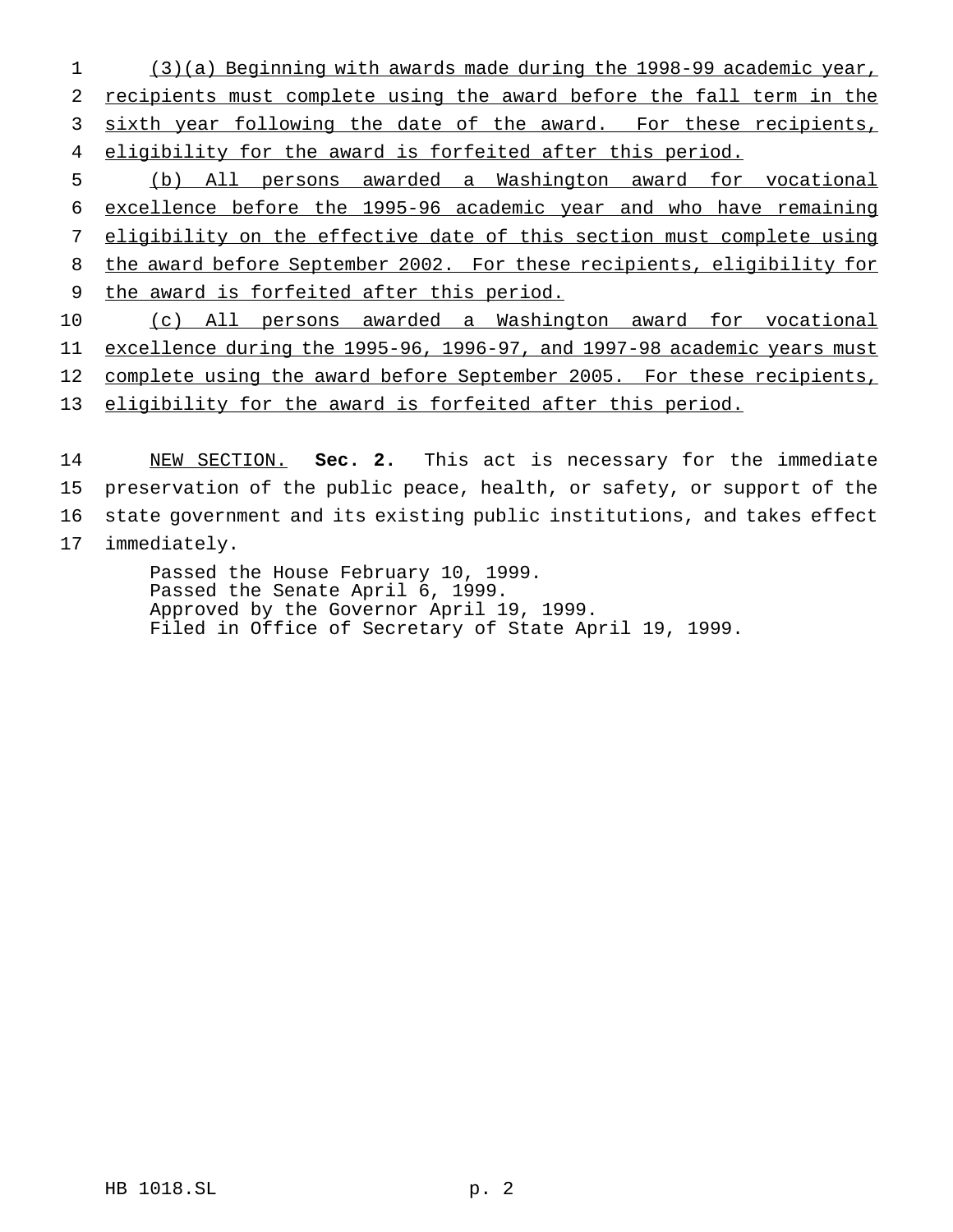(3)(a) Beginning with awards made during the 1998-99 academic year, recipients must complete using the award before the fall term in the sixth year following the date of the award. For these recipients, eligibility for the award is forfeited after this period.

(b) All persons awarded a Washington award for vocational excellence before the 1995-96 academic year and who have remaining eligibility on the effective date of this section must complete using the award before September 2002. For these recipients, eligibility for the award is forfeited after this period.

(c) All persons awarded a Washington award for vocational excellence during the 1995-96, 1996-97, and 1997-98 academic years must complete using the award before September 2005. For these recipients, eligibility for the award is forfeited after this period.

NEW SECTION. **Sec. 2.** This act is necessary for the immediate preservation of the public peace, health, or safety, or support of the state government and its existing public institutions, and takes effect immediately.

Passed the House February 10, 1999.
Passed the Senate April 6, 1999.
Approved by the Governor April 19, 1999.
Filed in Office of Secretary of State April 19, 1999.